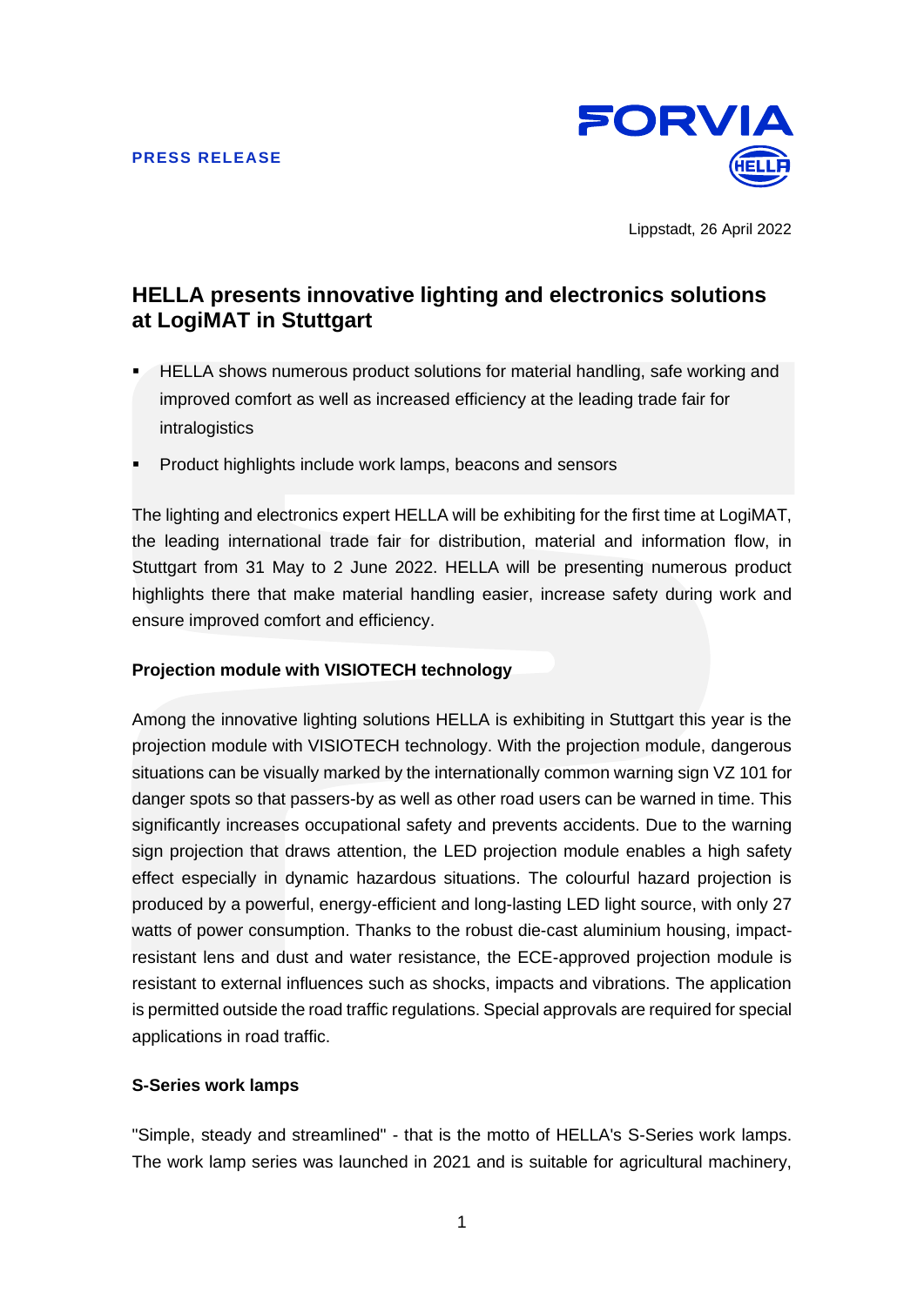**PRESS RELEASE**

Lippstadt, 26 April 2022

# HELLA presents innovative lighting and electronics solutions at LogiMAT in Stuttgart

- HELLA shows numerous product solutions for material handling, safe working and improved comfort as well as increased efficiency at the leading trade fair for intralogistics
- Product highlights include work lamps, beacons and sensors

The lighting and electronics expert HELLA will be exhibiting for the first time at LogiMAT, the leading international trade fair for distribution, material and information flow, in Stuttgart from 31 May to 2 June 2022. HELLA will be presenting numerous product highlights there that make material handling easier, increase safety during work and ensure improved comfort and efficiency.

**Projection module with VISIOTECH technology**

Among the innovative lighting solutions HELLA is exhibiting in Stuttgart this year is the projection module with VISIOTECH technology. With the projection module, dangerous situations can be visually marked by the internationally common warning sign VZ 101 for danger spots so that passers-by as well as other road users can be warned in time. This significantly increases occupational safety and prevents accidents. Due to the warning sign projection that draws attention, the LED projection module enables a high safety effect especially in dynamic hazardous situations. The colourful hazard projection is produced by a powerful, energy-efficient and long-lasting LED light source, with only 27 watts of power consumption. Thanks to the robust die-cast aluminium housing, impact-resistant lens and dust and water resistance, the ECE-approved projection module is resistant to external influences such as shocks, impacts and vibrations. The application is permitted outside the road traffic regulations. Special approvals are required for special applications in road traffic.

**S-Series work lamps**

"Simple, steady and streamlined" - that is the motto of HELLA's S-Series work lamps. The work lamp series was launched in 2021 and is suitable for agricultural machinery,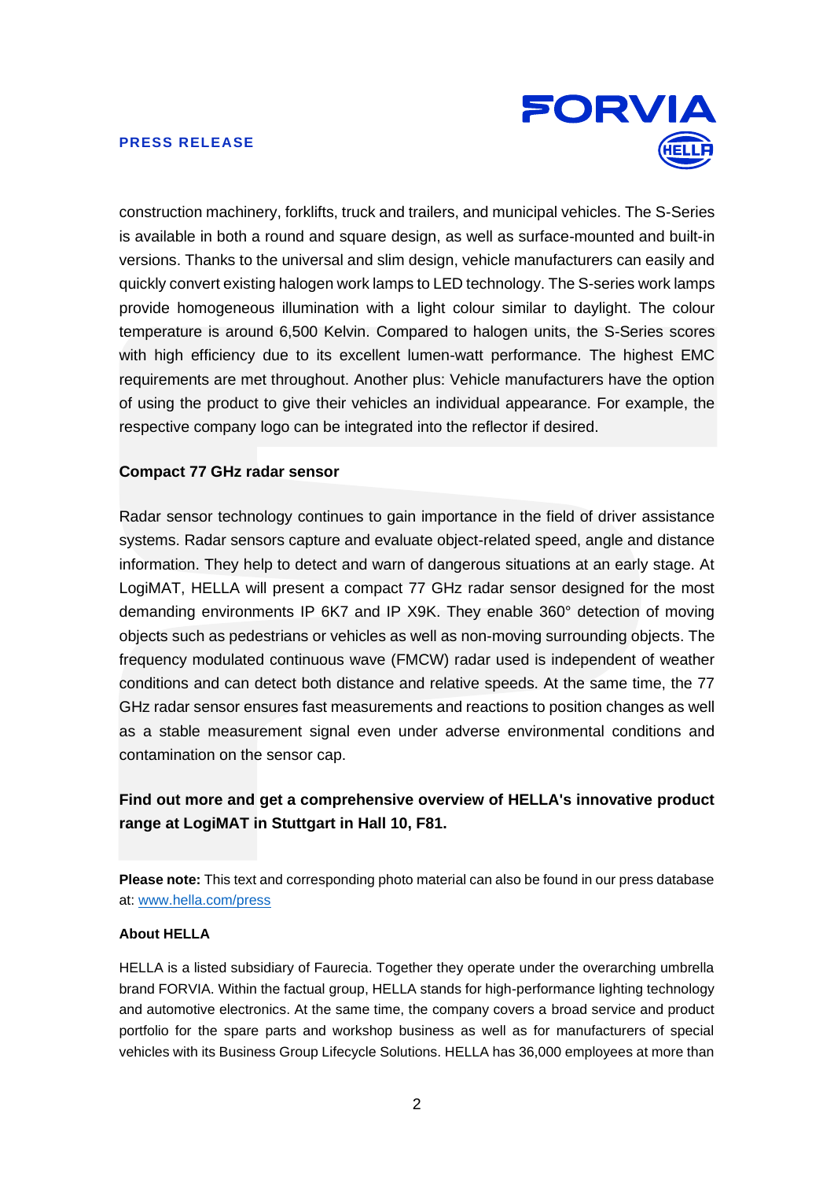construction machinery, forklifts, truck and trailers, and municipal vehicles. The S-Series is available in both a round and square design, as well as surface-mounted and built-in versions. Thanks to the universal and slim design, vehicle manufacturers can easily and quickly convert existing halogen work lamps to LED technology. The S-series work lamps provide homogeneous illumination with a light colour similar to daylight. The colour temperature is around 6,500 Kelvin. Compared to halogen units, the S-Series scores with high efficiency due to its excellent lumen-watt performance. The highest EMC requirements are met throughout. Another plus: Vehicle manufacturers have the option of using the product to give their vehicles an individual appearance. For example, the respective company logo can be integrated into the reflector if desired.

**Compact 77 GHz radar sensor**

Radar sensor technology continues to gain importance in the field of driver assistance systems. Radar sensors capture and evaluate object-related speed, angle and distance information. They help to detect and warn of dangerous situations at an early stage. At LogiMAT, HELLA will present a compact 77 GHz radar sensor designed for the most demanding environments IP 6K7 and IP X9K. They enable 360° detection of moving objects such as pedestrians or vehicles as well as non-moving surrounding objects. The frequency modulated continuous wave (FMCW) radar used is independent of weather conditions and can detect both distance and relative speeds. At the same time, the 77 GHz radar sensor ensures fast measurements and reactions to position changes as well as a stable measurement signal even under adverse environmental conditions and contamination on the sensor cap.

**Find out more and get a comprehensive overview of HELLA's innovative product range at LogiMAT in Stuttgart in Hall 10, F81.**

**Please note:** This text and corresponding photo material can also be found in our press database at: [www.hella.com/press](www.hella.com/press)

**About HELLA**

HELLA is a listed subsidiary of Faurecia. Together they operate under the overarching umbrella brand FORVIA. Within the factual group, HELLA stands for high-performance lighting technology and automotive electronics. At the same time, the company covers a broad service and product portfolio for the spare parts and workshop business as well as for manufacturers of special vehicles with its Business Group Lifecycle Solutions. HELLA has 36,000 employees at more than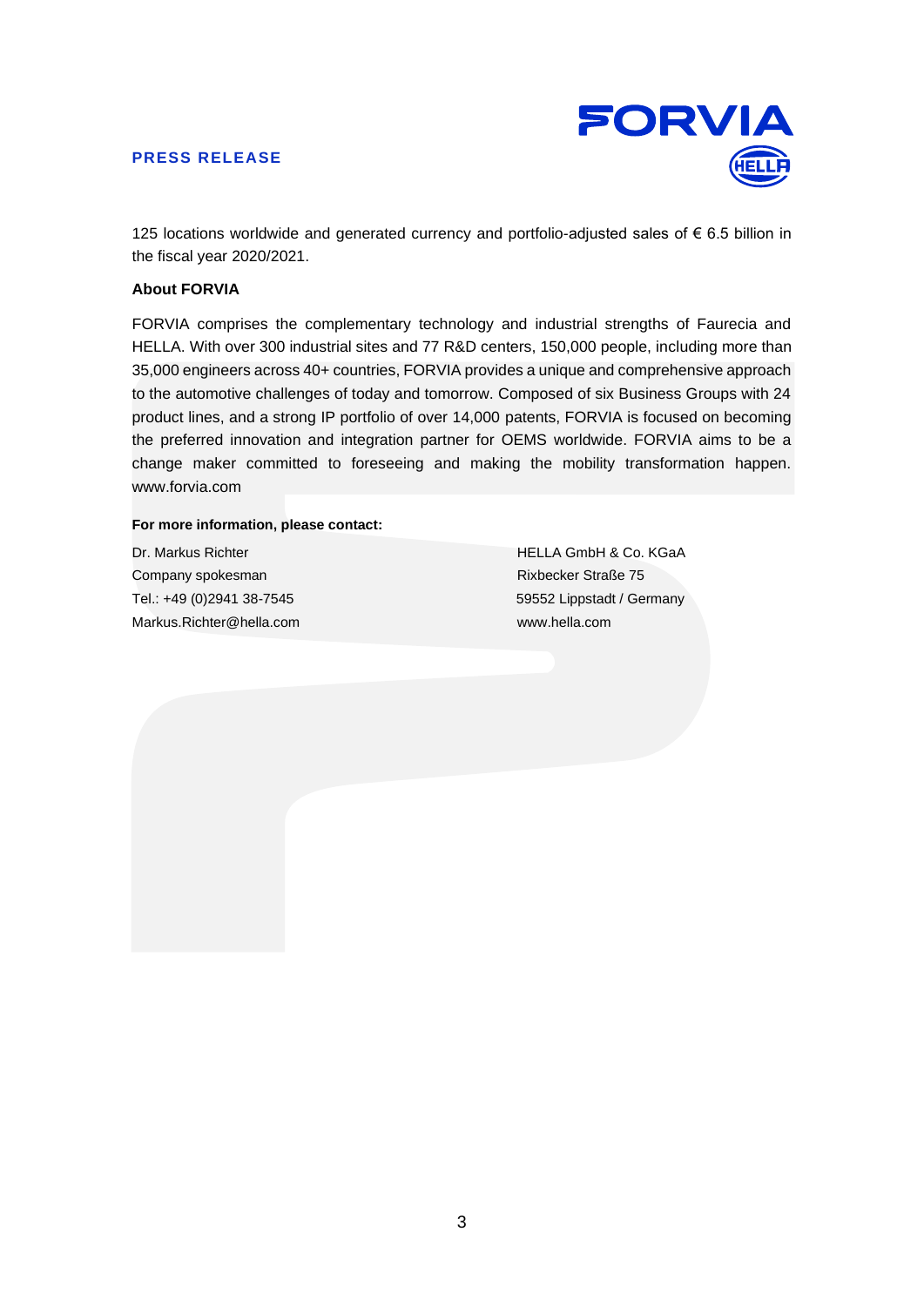125 locations worldwide and generated currency and portfolio-adjusted sales of € 6.5 billion in the fiscal year 2020/2021.

**About FORVIA**

FORVIA comprises the complementary technology and industrial strengths of Faurecia and HELLA. With over 300 industrial sites and 77 R&D centers, 150,000 people, including more than 35,000 engineers across 40+ countries, FORVIA provides a unique and comprehensive approach to the automotive challenges of today and tomorrow. Composed of six Business Groups with 24 product lines, and a strong IP portfolio of over 14,000 patents, FORVIA is focused on becoming the preferred innovation and integration partner for OEMS worldwide. FORVIA aims to be a change maker committed to foreseeing and making the mobility transformation happen. www.forvia.com

**For more information, please contact:**

Dr. Markus Richter
Company spokesman
Tel.: +49 (0)2941 38-7545
Markus.Richter@hella.com

HELLA GmbH & Co. KGaA
Rixbecker Straße 75
59552 Lippstadt / Germany
www.hella.com